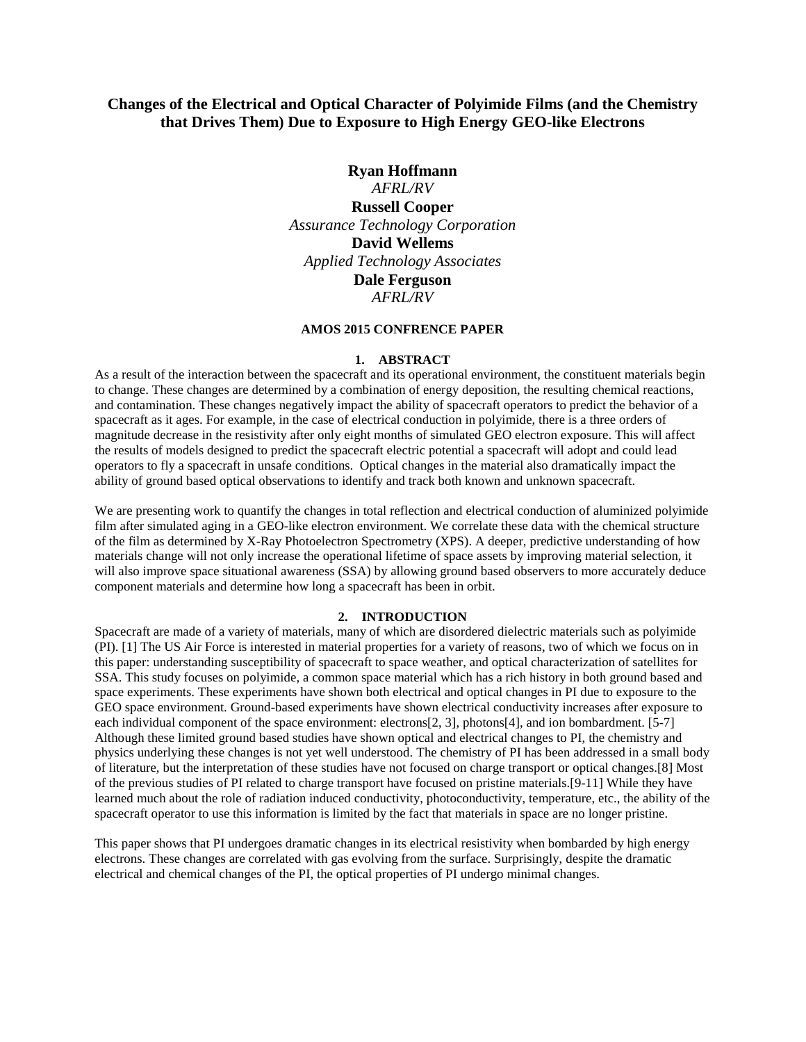# Changes of the Electrical and Optical Character of Polyimide Films (and the Chemistry that Drives Them) Due to Exposure to High Energy GEO-like Electrons

**Ryan Hoffmann**
*AFRL/RV*
**Russell Cooper**
*Assurance Technology Corporation*
**David Wellems**
*Applied Technology Associates*
**Dale Ferguson**
*AFRL/RV*

**AMOS 2015 CONFRENCE PAPER**

## 1. ABSTRACT

As a result of the interaction between the spacecraft and its operational environment, the constituent materials begin to change. These changes are determined by a combination of energy deposition, the resulting chemical reactions, and contamination. These changes negatively impact the ability of spacecraft operators to predict the behavior of a spacecraft as it ages. For example, in the case of electrical conduction in polyimide, there is a three orders of magnitude decrease in the resistivity after only eight months of simulated GEO electron exposure. This will affect the results of models designed to predict the spacecraft electric potential a spacecraft will adopt and could lead operators to fly a spacecraft in unsafe conditions. Optical changes in the material also dramatically impact the ability of ground based optical observations to identify and track both known and unknown spacecraft.

We are presenting work to quantify the changes in total reflection and electrical conduction of aluminized polyimide film after simulated aging in a GEO-like electron environment. We correlate these data with the chemical structure of the film as determined by X-Ray Photoelectron Spectrometry (XPS). A deeper, predictive understanding of how materials change will not only increase the operational lifetime of space assets by improving material selection, it will also improve space situational awareness (SSA) by allowing ground based observers to more accurately deduce component materials and determine how long a spacecraft has been in orbit.

## 2. INTRODUCTION

Spacecraft are made of a variety of materials, many of which are disordered dielectric materials such as polyimide (PI). [1] The US Air Force is interested in material properties for a variety of reasons, two of which we focus on in this paper: understanding susceptibility of spacecraft to space weather, and optical characterization of satellites for SSA. This study focuses on polyimide, a common space material which has a rich history in both ground based and space experiments. These experiments have shown both electrical and optical changes in PI due to exposure to the GEO space environment. Ground-based experiments have shown electrical conductivity increases after exposure to each individual component of the space environment: electrons[2, 3], photons[4], and ion bombardment. [5-7] Although these limited ground based studies have shown optical and electrical changes to PI, the chemistry and physics underlying these changes is not yet well understood. The chemistry of PI has been addressed in a small body of literature, but the interpretation of these studies have not focused on charge transport or optical changes.[8] Most of the previous studies of PI related to charge transport have focused on pristine materials.[9-11] While they have learned much about the role of radiation induced conductivity, photoconductivity, temperature, etc., the ability of the spacecraft operator to use this information is limited by the fact that materials in space are no longer pristine.

This paper shows that PI undergoes dramatic changes in its electrical resistivity when bombarded by high energy electrons. These changes are correlated with gas evolving from the surface. Surprisingly, despite the dramatic electrical and chemical changes of the PI, the optical properties of PI undergo minimal changes.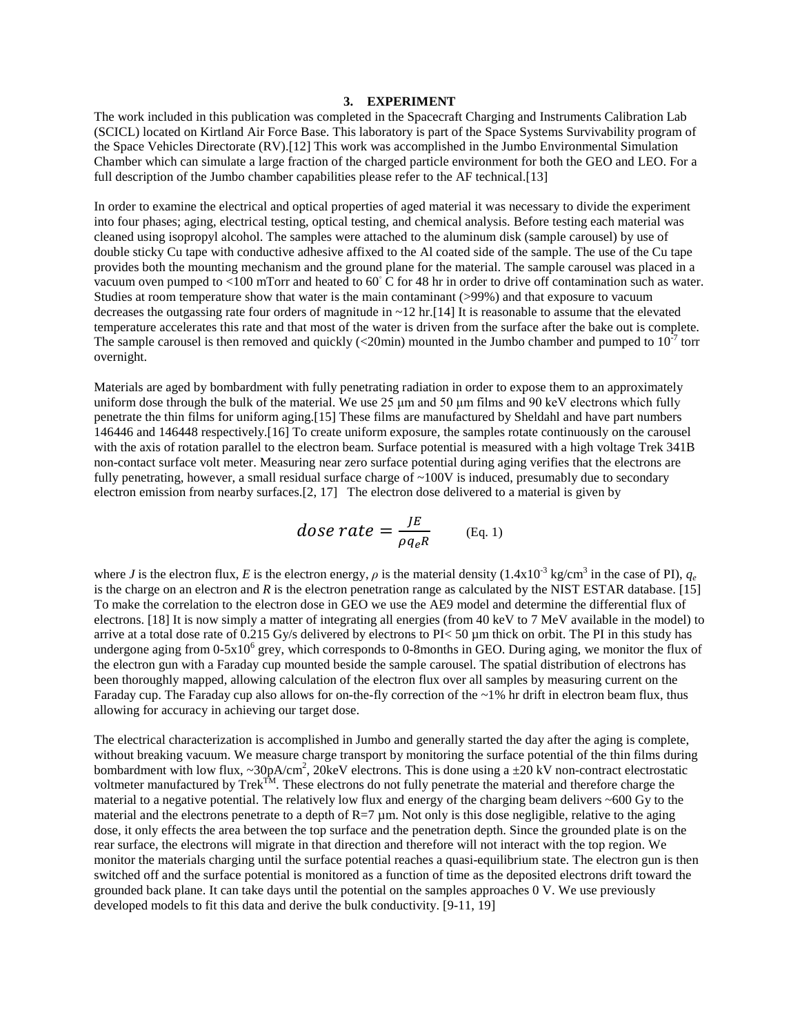## 3. EXPERIMENT

The work included in this publication was completed in the Spacecraft Charging and Instruments Calibration Lab (SCICL) located on Kirtland Air Force Base. This laboratory is part of the Space Systems Survivability program of the Space Vehicles Directorate (RV).[12] This work was accomplished in the Jumbo Environmental Simulation Chamber which can simulate a large fraction of the charged particle environment for both the GEO and LEO. For a full description of the Jumbo chamber capabilities please refer to the AF technical.[13]

In order to examine the electrical and optical properties of aged material it was necessary to divide the experiment into four phases; aging, electrical testing, optical testing, and chemical analysis. Before testing each material was cleaned using isopropyl alcohol. The samples were attached to the aluminum disk (sample carousel) by use of double sticky Cu tape with conductive adhesive affixed to the Al coated side of the sample. The use of the Cu tape provides both the mounting mechanism and the ground plane for the material. The sample carousel was placed in a vacuum oven pumped to <100 mTorr and heated to 60° C for 48 hr in order to drive off contamination such as water. Studies at room temperature show that water is the main contaminant (>99%) and that exposure to vacuum decreases the outgassing rate four orders of magnitude in ~12 hr.[14] It is reasonable to assume that the elevated temperature accelerates this rate and that most of the water is driven from the surface after the bake out is complete. The sample carousel is then removed and quickly (<20min) mounted in the Jumbo chamber and pumped to $10^{-7}$ torr overnight.

Materials are aged by bombardment with fully penetrating radiation in order to expose them to an approximately uniform dose through the bulk of the material. We use 25 μm and 50 μm films and 90 keV electrons which fully penetrate the thin films for uniform aging.[15] These films are manufactured by Sheldahl and have part numbers 146446 and 146448 respectively.[16] To create uniform exposure, the samples rotate continuously on the carousel with the axis of rotation parallel to the electron beam. Surface potential is measured with a high voltage Trek 341B non-contact surface volt meter. Measuring near zero surface potential during aging verifies that the electrons are fully penetrating, however, a small residual surface charge of ~100V is induced, presumably due to secondary electron emission from nearby surfaces.[2, 17] The electron dose delivered to a material is given by

$$dose\ rate = \frac{JE}{\rho q_e R} \qquad \text{(Eq. 1)}$$

where $J$ is the electron flux, $E$ is the electron energy, $\rho$ is the material density ($1.4\text{x}10^{-3}$ kg/cm$^3$ in the case of PI), $q_e$ is the charge on an electron and $R$ is the electron penetration range as calculated by the NIST ESTAR database. [15] To make the correlation to the electron dose in GEO we use the AE9 model and determine the differential flux of electrons. [18] It is now simply a matter of integrating all energies (from 40 keV to 7 MeV available in the model) to arrive at a total dose rate of 0.215 Gy/s delivered by electrons to PI< 50 μm thick on orbit. The PI in this study has undergone aging from 0-5x$10^6$ grey, which corresponds to 0-8months in GEO. During aging, we monitor the flux of the electron gun with a Faraday cup mounted beside the sample carousel. The spatial distribution of electrons has been thoroughly mapped, allowing calculation of the electron flux over all samples by measuring current on the Faraday cup. The Faraday cup also allows for on-the-fly correction of the ~1% hr drift in electron beam flux, thus allowing for accuracy in achieving our target dose.

The electrical characterization is accomplished in Jumbo and generally started the day after the aging is complete, without breaking vacuum. We measure charge transport by monitoring the surface potential of the thin films during bombardment with low flux, ~30pA/cm$^2$, 20keV electrons. This is done using a ±20 kV non-contract electrostatic voltmeter manufactured by Trek™. These electrons do not fully penetrate the material and therefore charge the material to a negative potential. The relatively low flux and energy of the charging beam delivers ~600 Gy to the material and the electrons penetrate to a depth of R=7 μm. Not only is this dose negligible, relative to the aging dose, it only effects the area between the top surface and the penetration depth. Since the grounded plate is on the rear surface, the electrons will migrate in that direction and therefore will not interact with the top region. We monitor the materials charging until the surface potential reaches a quasi-equilibrium state. The electron gun is then switched off and the surface potential is monitored as a function of time as the deposited electrons drift toward the grounded back plane. It can take days until the potential on the samples approaches 0 V. We use previously developed models to fit this data and derive the bulk conductivity. [9-11, 19]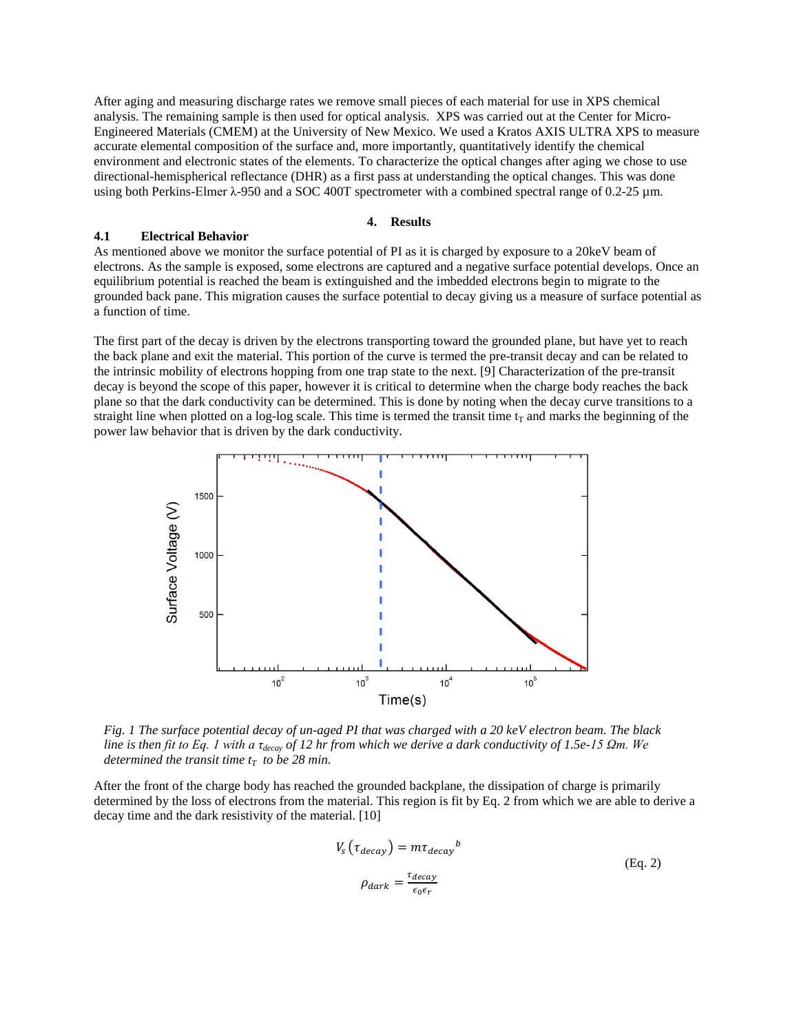After aging and measuring discharge rates we remove small pieces of each material for use in XPS chemical analysis. The remaining sample is then used for optical analysis. XPS was carried out at the Center for Micro-Engineered Materials (CMEM) at the University of New Mexico. We used a Kratos AXIS ULTRA XPS to measure accurate elemental composition of the surface and, more importantly, quantitatively identify the chemical environment and electronic states of the elements. To characterize the optical changes after aging we chose to use directional-hemispherical reflectance (DHR) as a first pass at understanding the optical changes. This was done using both Perkins-Elmer λ-950 and a SOC 400T spectrometer with a combined spectral range of 0.2-25 µm.

## 4. Results

### 4.1 Electrical Behavior

As mentioned above we monitor the surface potential of PI as it is charged by exposure to a 20keV beam of electrons. As the sample is exposed, some electrons are captured and a negative surface potential develops. Once an equilibrium potential is reached the beam is extinguished and the imbedded electrons begin to migrate to the grounded back pane. This migration causes the surface potential to decay giving us a measure of surface potential as a function of time.

The first part of the decay is driven by the electrons transporting toward the grounded plane, but have yet to reach the back plane and exit the material. This portion of the curve is termed the pre-transit decay and can be related to the intrinsic mobility of electrons hopping from one trap state to the next. [9] Characterization of the pre-transit decay is beyond the scope of this paper, however it is critical to determine when the charge body reaches the back plane so that the dark conductivity can be determined. This is done by noting when the decay curve transitions to a straight line when plotted on a log-log scale. This time is termed the transit time $t_T$ and marks the beginning of the power law behavior that is driven by the dark conductivity.

*Fig. 1 The surface potential decay of un-aged PI that was charged with a 20 keV electron beam. The black line is then fit to Eq. 1 with a $\tau_{decay}$ of 12 hr from which we derive a dark conductivity of 1.5e-15 Ωm. We determined the transit time $t_T$ to be 28 min.*

After the front of the charge body has reached the grounded backplane, the dissipation of charge is primarily determined by the loss of electrons from the material. This region is fit by Eq. 2 from which we are able to derive a decay time and the dark resistivity of the material. [10]

$$V_s\left(\tau_{decay}\right) = m\tau_{decay}{}^{b}$$

$$\rho_{dark} = \frac{\tau_{decay}}{\epsilon_0 \epsilon_r} \quad \text{(Eq. 2)}$$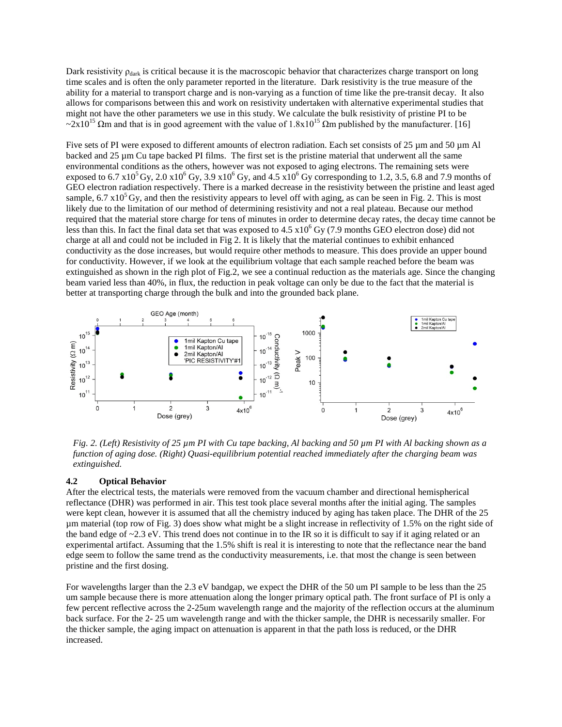Dark resistivity $\rho_{dark}$ is critical because it is the macroscopic behavior that characterizes charge transport on long time scales and is often the only parameter reported in the literature. Dark resistivity is the true measure of the ability for a material to transport charge and is non-varying as a function of time like the pre-transit decay. It also allows for comparisons between this and work on resistivity undertaken with alternative experimental studies that might not have the other parameters we use in this study. We calculate the bulk resistivity of pristine PI to be $\sim 2 \times 10^{15}$ Ωm and that is in good agreement with the value of $1.8 \times 10^{15}$ Ωm published by the manufacturer. [16]

Five sets of PI were exposed to different amounts of electron radiation. Each set consists of 25 µm and 50 µm Al backed and 25 µm Cu tape backed PI films. The first set is the pristine material that underwent all the same environmental conditions as the others, however was not exposed to aging electrons. The remaining sets were exposed to $6.7 \times 10^5$ Gy, $2.0 \times 10^6$ Gy, $3.9 \times 10^6$ Gy, and $4.5 \times 10^6$ Gy corresponding to 1.2, 3.5, 6.8 and 7.9 months of GEO electron radiation respectively. There is a marked decrease in the resistivity between the pristine and least aged sample, $6.7 \times 10^5$ Gy, and then the resistivity appears to level off with aging, as can be seen in Fig. 2. This is most likely due to the limitation of our method of determining resistivity and not a real plateau. Because our method required that the material store charge for tens of minutes in order to determine decay rates, the decay time cannot be less than this. In fact the final data set that was exposed to $4.5 \times 10^6$ Gy (7.9 months GEO electron dose) did not charge at all and could not be included in Fig 2. It is likely that the material continues to exhibit enhanced conductivity as the dose increases, but would require other methods to measure. This does provide an upper bound for conductivity. However, if we look at the equilibrium voltage that each sample reached before the beam was extinguished as shown in the righ plot of Fig.2, we see a continual reduction as the materials age. Since the changing beam varied less than 40%, in flux, the reduction in peak voltage can only be due to the fact that the material is better at transporting charge through the bulk and into the grounded back plane.

*Fig. 2. (Left) Resistivity of 25 µm PI with Cu tape backing, Al backing and 50 µm PI with Al backing shown as a function of aging dose. (Right) Quasi-equilibrium potential reached immediately after the charging beam was extinguished.*

### 4.2 Optical Behavior

After the electrical tests, the materials were removed from the vacuum chamber and directional hemispherical reflectance (DHR) was performed in air. This test took place several months after the initial aging. The samples were kept clean, however it is assumed that all the chemistry induced by aging has taken place. The DHR of the 25 µm material (top row of Fig. 3) does show what might be a slight increase in reflectivity of 1.5% on the right side of the band edge of ~2.3 eV. This trend does not continue in to the IR so it is difficult to say if it aging related or an experimental artifact. Assuming that the 1.5% shift is real it is interesting to note that the reflectance near the band edge seem to follow the same trend as the conductivity measurements, i.e. that most the change is seen between pristine and the first dosing.

For wavelengths larger than the 2.3 eV bandgap, we expect the DHR of the 50 um PI sample to be less than the 25 um sample because there is more attenuation along the longer primary optical path. The front surface of PI is only a few percent reflective across the 2-25um wavelength range and the majority of the reflection occurs at the aluminum back surface. For the 2- 25 um wavelength range and with the thicker sample, the DHR is necessarily smaller. For the thicker sample, the aging impact on attenuation is apparent in that the path loss is reduced, or the DHR increased.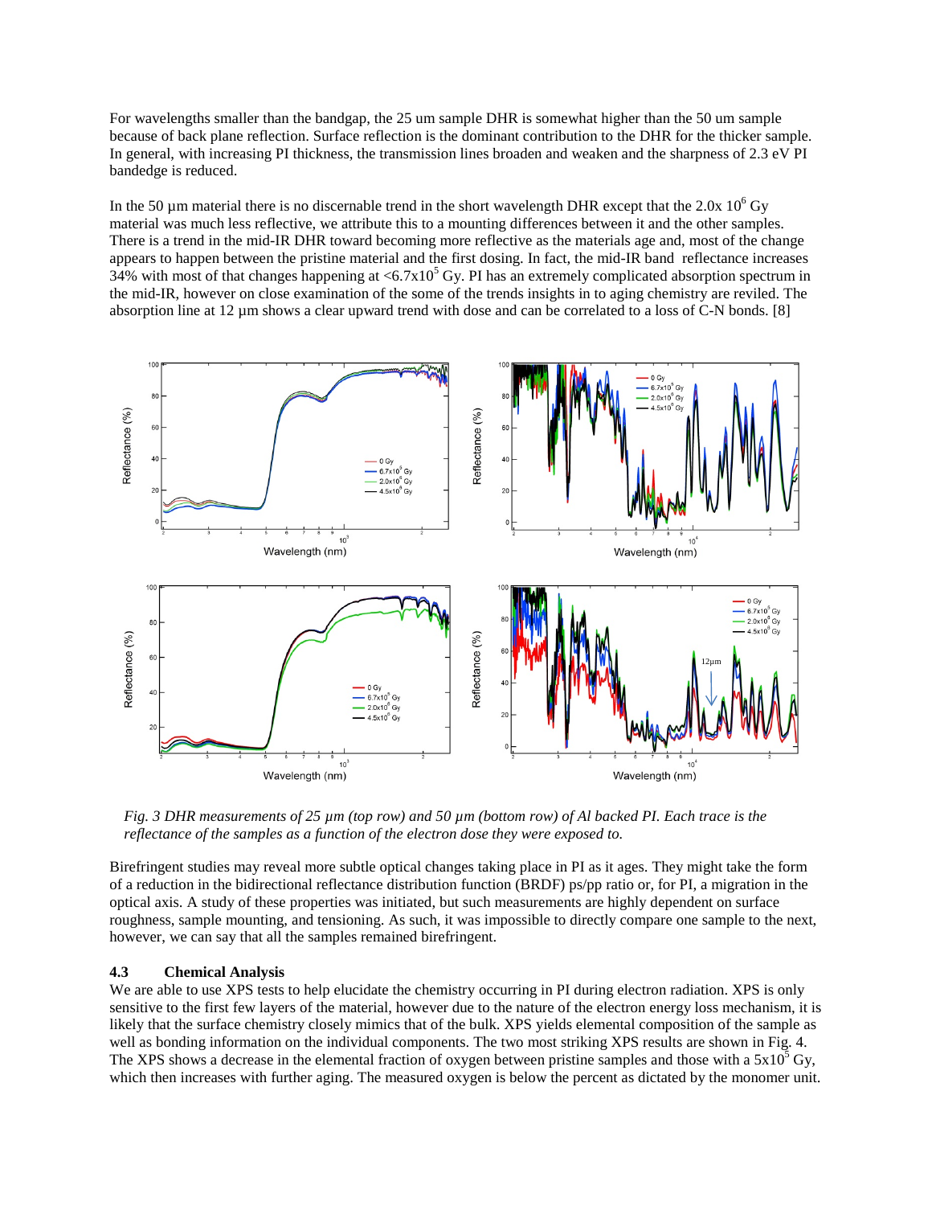For wavelengths smaller than the bandgap, the 25 um sample DHR is somewhat higher than the 50 um sample because of back plane reflection. Surface reflection is the dominant contribution to the DHR for the thicker sample. In general, with increasing PI thickness, the transmission lines broaden and weaken and the sharpness of 2.3 eV PI bandedge is reduced.

In the 50 µm material there is no discernable trend in the short wavelength DHR except that the 2.0x $10^6$ Gy material was much less reflective, we attribute this to a mounting differences between it and the other samples. There is a trend in the mid-IR DHR toward becoming more reflective as the materials age and, most of the change appears to happen between the pristine material and the first dosing. In fact, the mid-IR band reflectance increases 34% with most of that changes happening at <6.7x$10^5$ Gy. PI has an extremely complicated absorption spectrum in the mid-IR, however on close examination of the some of the trends insights in to aging chemistry are reviled. The absorption line at 12 µm shows a clear upward trend with dose and can be correlated to a loss of C-N bonds. [8]

*Fig. 3 DHR measurements of 25 µm (top row) and 50 µm (bottom row) of Al backed PI. Each trace is the reflectance of the samples as a function of the electron dose they were exposed to.*

Birefringent studies may reveal more subtle optical changes taking place in PI as it ages. They might take the form of a reduction in the bidirectional reflectance distribution function (BRDF) ps/pp ratio or, for PI, a migration in the optical axis. A study of these properties was initiated, but such measurements are highly dependent on surface roughness, sample mounting, and tensioning. As such, it was impossible to directly compare one sample to the next, however, we can say that all the samples remained birefringent.

### 4.3 Chemical Analysis

We are able to use XPS tests to help elucidate the chemistry occurring in PI during electron radiation. XPS is only sensitive to the first few layers of the material, however due to the nature of the electron energy loss mechanism, it is likely that the surface chemistry closely mimics that of the bulk. XPS yields elemental composition of the sample as well as bonding information on the individual components. The two most striking XPS results are shown in Fig. 4. The XPS shows a decrease in the elemental fraction of oxygen between pristine samples and those with a 5x$10^5$ Gy, which then increases with further aging. The measured oxygen is below the percent as dictated by the monomer unit.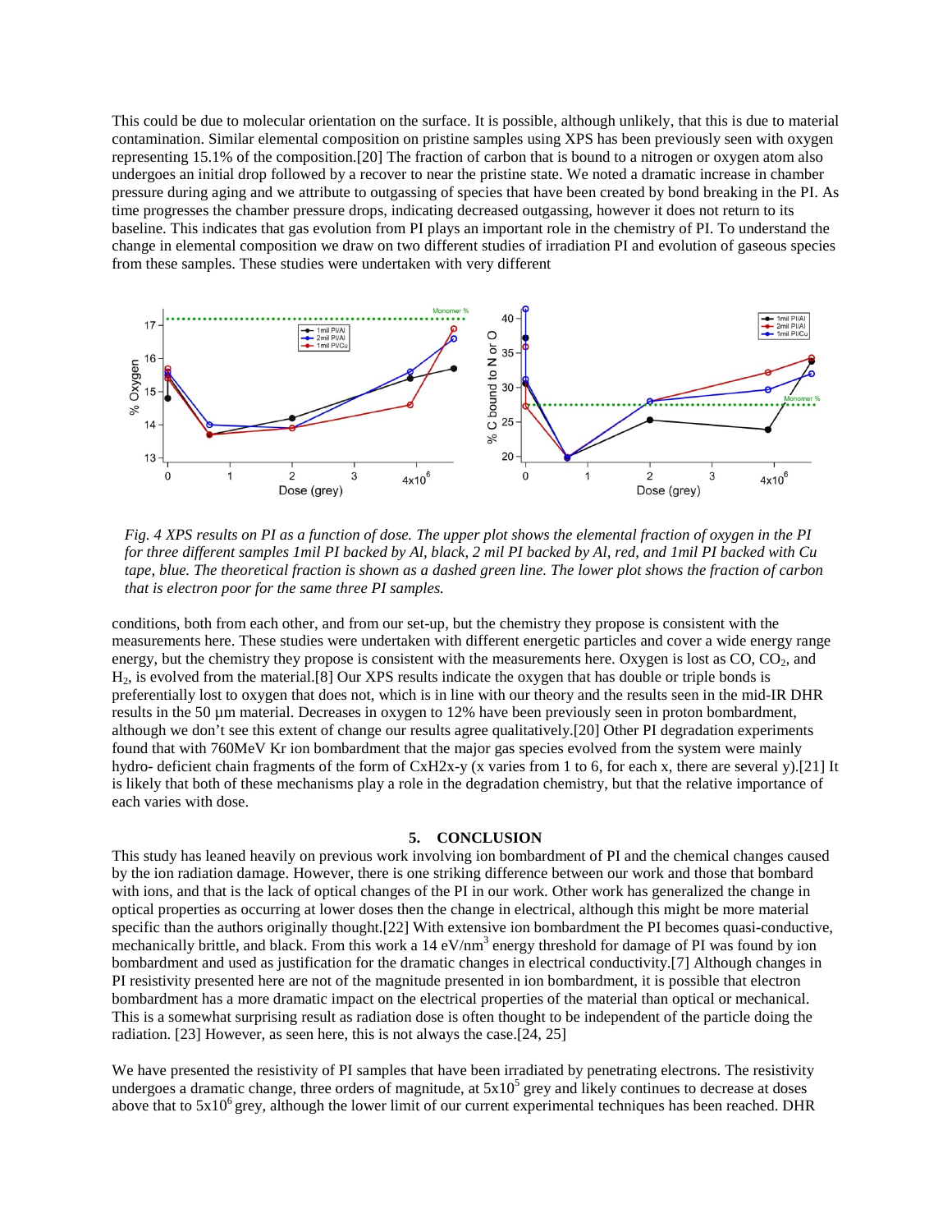This could be due to molecular orientation on the surface. It is possible, although unlikely, that this is due to material contamination. Similar elemental composition on pristine samples using XPS has been previously seen with oxygen representing 15.1% of the composition.[20] The fraction of carbon that is bound to a nitrogen or oxygen atom also undergoes an initial drop followed by a recover to near the pristine state. We noted a dramatic increase in chamber pressure during aging and we attribute to outgassing of species that have been created by bond breaking in the PI. As time progresses the chamber pressure drops, indicating decreased outgassing, however it does not return to its baseline. This indicates that gas evolution from PI plays an important role in the chemistry of PI. To understand the change in elemental composition we draw on two different studies of irradiation PI and evolution of gaseous species from these samples. These studies were undertaken with very different

*Fig. 4 XPS results on PI as a function of dose. The upper plot shows the elemental fraction of oxygen in the PI for three different samples 1mil PI backed by Al, black, 2 mil PI backed by Al, red, and 1mil PI backed with Cu tape, blue. The theoretical fraction is shown as a dashed green line. The lower plot shows the fraction of carbon that is electron poor for the same three PI samples.*

conditions, both from each other, and from our set-up, but the chemistry they propose is consistent with the measurements here. These studies were undertaken with different energetic particles and cover a wide energy range energy, but the chemistry they propose is consistent with the measurements here. Oxygen is lost as CO, $CO_2$, and $H_2$, is evolved from the material.[8] Our XPS results indicate the oxygen that has double or triple bonds is preferentially lost to oxygen that does not, which is in line with our theory and the results seen in the mid-IR DHR results in the 50 µm material. Decreases in oxygen to 12% have been previously seen in proton bombardment, although we don't see this extent of change our results agree qualitatively.[20] Other PI degradation experiments found that with 760MeV Kr ion bombardment that the major gas species evolved from the system were mainly hydro- deficient chain fragments of the form of CxH2x-y (x varies from 1 to 6, for each x, there are several y).[21] It is likely that both of these mechanisms play a role in the degradation chemistry, but that the relative importance of each varies with dose.

## 5. CONCLUSION

This study has leaned heavily on previous work involving ion bombardment of PI and the chemical changes caused by the ion radiation damage. However, there is one striking difference between our work and those that bombard with ions, and that is the lack of optical changes of the PI in our work. Other work has generalized the change in optical properties as occurring at lower doses then the change in electrical, although this might be more material specific than the authors originally thought.[22] With extensive ion bombardment the PI becomes quasi-conductive, mechanically brittle, and black. From this work a 14 eV/nm$^3$ energy threshold for damage of PI was found by ion bombardment and used as justification for the dramatic changes in electrical conductivity.[7] Although changes in PI resistivity presented here are not of the magnitude presented in ion bombardment, it is possible that electron bombardment has a more dramatic impact on the electrical properties of the material than optical or mechanical. This is a somewhat surprising result as radiation dose is often thought to be independent of the particle doing the radiation. [23] However, as seen here, this is not always the case.[24, 25]

We have presented the resistivity of PI samples that have been irradiated by penetrating electrons. The resistivity undergoes a dramatic change, three orders of magnitude, at $5x10^5$ grey and likely continues to decrease at doses above that to $5x10^6$ grey, although the lower limit of our current experimental techniques has been reached. DHR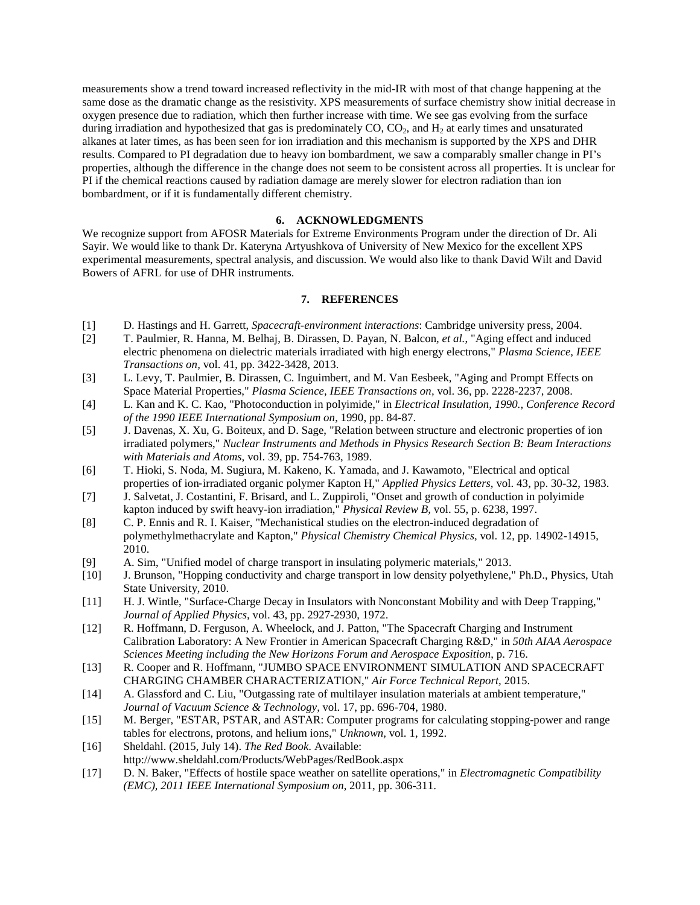measurements show a trend toward increased reflectivity in the mid-IR with most of that change happening at the same dose as the dramatic change as the resistivity. XPS measurements of surface chemistry show initial decrease in oxygen presence due to radiation, which then further increase with time. We see gas evolving from the surface during irradiation and hypothesized that gas is predominately CO, $CO_2$, and $H_2$ at early times and unsaturated alkanes at later times, as has been seen for ion irradiation and this mechanism is supported by the XPS and DHR results. Compared to PI degradation due to heavy ion bombardment, we saw a comparably smaller change in PI's properties, although the difference in the change does not seem to be consistent across all properties. It is unclear for PI if the chemical reactions caused by radiation damage are merely slower for electron radiation than ion bombardment, or if it is fundamentally different chemistry.

## 6. ACKNOWLEDGMENTS

We recognize support from AFOSR Materials for Extreme Environments Program under the direction of Dr. Ali Sayir. We would like to thank Dr. Kateryna Artyushkova of University of New Mexico for the excellent XPS experimental measurements, spectral analysis, and discussion. We would also like to thank David Wilt and David Bowers of AFRL for use of DHR instruments.

## 7. REFERENCES

[1] D. Hastings and H. Garrett, *Spacecraft-environment interactions*: Cambridge university press, 2004.

[2] T. Paulmier, R. Hanna, M. Belhaj, B. Dirassen, D. Payan, N. Balcon, *et al.*, "Aging effect and induced electric phenomena on dielectric materials irradiated with high energy electrons," *Plasma Science, IEEE Transactions on,* vol. 41, pp. 3422-3428, 2013.

[3] L. Levy, T. Paulmier, B. Dirassen, C. Inguimbert, and M. Van Eesbeek, "Aging and Prompt Effects on Space Material Properties," *Plasma Science, IEEE Transactions on,* vol. 36, pp. 2228-2237, 2008.

[4] L. Kan and K. C. Kao, "Photoconduction in polyimide," in *Electrical Insulation, 1990., Conference Record of the 1990 IEEE International Symposium on*, 1990, pp. 84-87.

[5] J. Davenas, X. Xu, G. Boiteux, and D. Sage, "Relation between structure and electronic properties of ion irradiated polymers," *Nuclear Instruments and Methods in Physics Research Section B: Beam Interactions with Materials and Atoms,* vol. 39, pp. 754-763, 1989.

[6] T. Hioki, S. Noda, M. Sugiura, M. Kakeno, K. Yamada, and J. Kawamoto, "Electrical and optical properties of ion‐irradiated organic polymer Kapton H," *Applied Physics Letters,* vol. 43, pp. 30-32, 1983.

[7] J. Salvetat, J. Costantini, F. Brisard, and L. Zuppiroli, "Onset and growth of conduction in polyimide kapton induced by swift heavy-ion irradiation," *Physical Review B,* vol. 55, p. 6238, 1997.

[8] C. P. Ennis and R. I. Kaiser, "Mechanistical studies on the electron-induced degradation of polymethylmethacrylate and Kapton," *Physical Chemistry Chemical Physics,* vol. 12, pp. 14902-14915, 2010.

[9] A. Sim, "Unified model of charge transport in insulating polymeric materials," 2013.

[10] J. Brunson, "Hopping conductivity and charge transport in low density polyethylene," Ph.D., Physics, Utah State University, 2010.

[11] H. J. Wintle, "Surface‐Charge Decay in Insulators with Nonconstant Mobility and with Deep Trapping," *Journal of Applied Physics,* vol. 43, pp. 2927-2930, 1972.

[12] R. Hoffmann, D. Ferguson, A. Wheelock, and J. Patton, "The Spacecraft Charging and Instrument Calibration Laboratory: A New Frontier in American Spacecraft Charging R&D," in *50th AIAA Aerospace Sciences Meeting including the New Horizons Forum and Aerospace Exposition*, p. 716.

[13] R. Cooper and R. Hoffmann, "JUMBO SPACE ENVIRONMENT SIMULATION AND SPACECRAFT CHARGING CHAMBER CHARACTERIZATION," *Air Force Technical Report,* 2015.

[14] A. Glassford and C. Liu, "Outgassing rate of multilayer insulation materials at ambient temperature," *Journal of Vacuum Science & Technology,* vol. 17, pp. 696-704, 1980.

[15] M. Berger, "ESTAR, PSTAR, and ASTAR: Computer programs for calculating stopping-power and range tables for electrons, protons, and helium ions," *Unknown,* vol. 1, 1992.

[16] Sheldahl. (2015, July 14). *The Red Book*. Available: http://www.sheldahl.com/Products/WebPages/RedBook.aspx

[17] D. N. Baker, "Effects of hostile space weather on satellite operations," in *Electromagnetic Compatibility (EMC), 2011 IEEE International Symposium on*, 2011, pp. 306-311.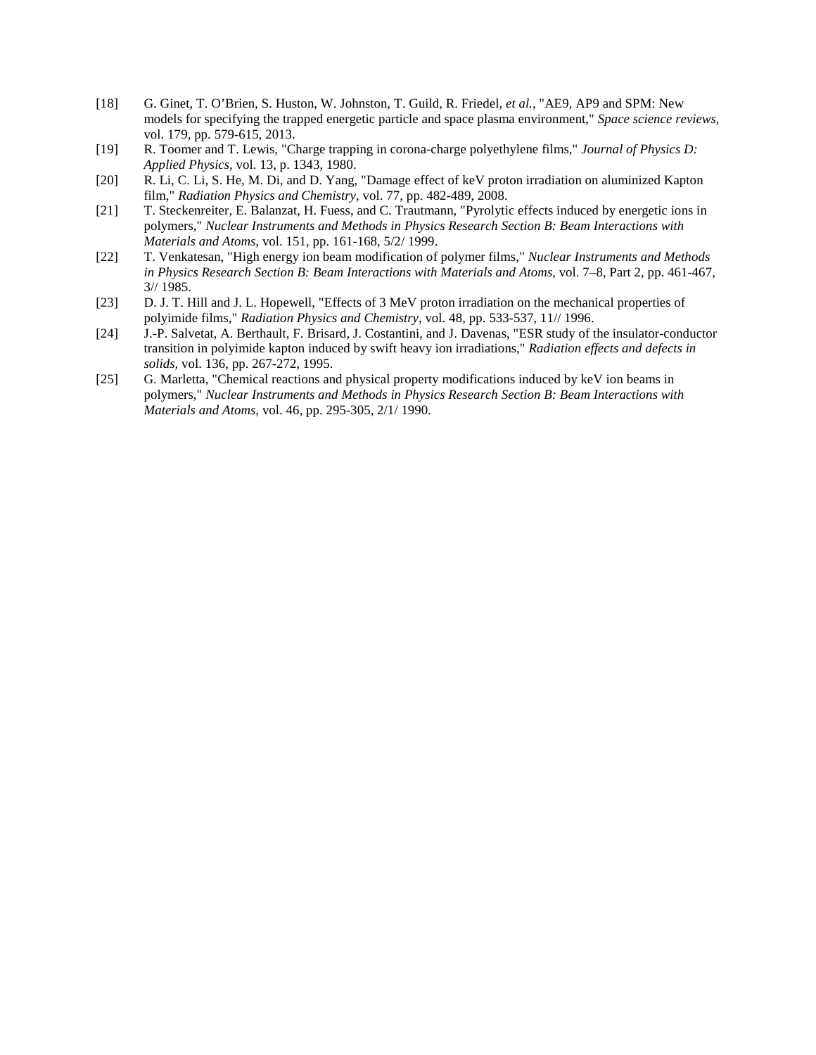[18] G. Ginet, T. O'Brien, S. Huston, W. Johnston, T. Guild, R. Friedel, *et al.*, "AE9, AP9 and SPM: New models for specifying the trapped energetic particle and space plasma environment," *Space science reviews,* vol. 179, pp. 579-615, 2013.

[19] R. Toomer and T. Lewis, "Charge trapping in corona-charge polyethylene films," *Journal of Physics D: Applied Physics,* vol. 13, p. 1343, 1980.

[20] R. Li, C. Li, S. He, M. Di, and D. Yang, "Damage effect of keV proton irradiation on aluminized Kapton film," *Radiation Physics and Chemistry,* vol. 77, pp. 482-489, 2008.

[21] T. Steckenreiter, E. Balanzat, H. Fuess, and C. Trautmann, "Pyrolytic effects induced by energetic ions in polymers," *Nuclear Instruments and Methods in Physics Research Section B: Beam Interactions with Materials and Atoms,* vol. 151, pp. 161-168, 5/2/ 1999.

[22] T. Venkatesan, "High energy ion beam modification of polymer films," *Nuclear Instruments and Methods in Physics Research Section B: Beam Interactions with Materials and Atoms,* vol. 7–8, Part 2, pp. 461-467, 3// 1985.

[23] D. J. T. Hill and J. L. Hopewell, "Effects of 3 MeV proton irradiation on the mechanical properties of polyimide films," *Radiation Physics and Chemistry,* vol. 48, pp. 533-537, 11// 1996.

[24] J.-P. Salvetat, A. Berthault, F. Brisard, J. Costantini, and J. Davenas, "ESR study of the insulator-conductor transition in polyimide kapton induced by swift heavy ion irradiations," *Radiation effects and defects in solids,* vol. 136, pp. 267-272, 1995.

[25] G. Marletta, "Chemical reactions and physical property modifications induced by keV ion beams in polymers," *Nuclear Instruments and Methods in Physics Research Section B: Beam Interactions with Materials and Atoms,* vol. 46, pp. 295-305, 2/1/ 1990.